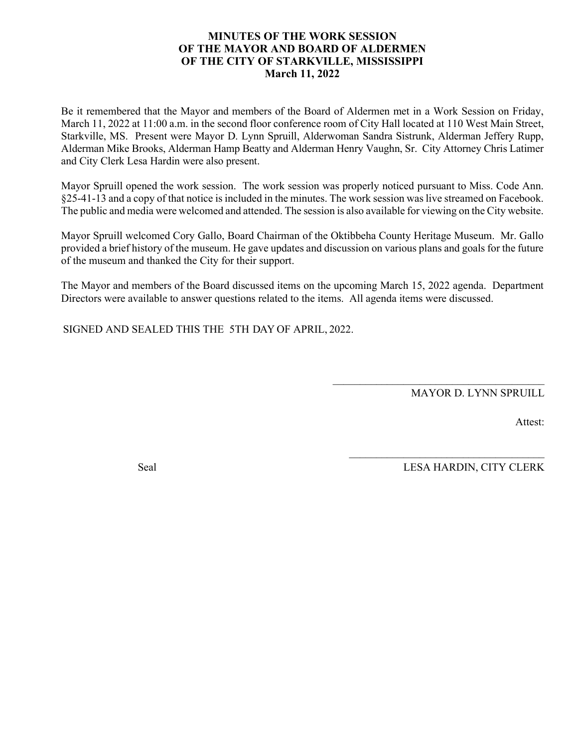# MINUTES OF THE WORK SESSION OF THE MAYOR AND BOARD OF ALDERMEN OF THE CITY OF STARKVILLE, MISSISSIPPI March 11, 2022

Be it remembered that the Mayor and members of the Board of Aldermen met in a Work Session on Friday, March 11, 2022 at 11:00 a.m. in the second floor conference room of City Hall located at 110 West Main Street, Starkville, MS. Present were Mayor D. Lynn Spruill, Alderwoman Sandra Sistrunk, Alderman Jeffery Rupp, Alderman Mike Brooks, Alderman Hamp Beatty and Alderman Henry Vaughn, Sr. City Attorney Chris Latimer and City Clerk Lesa Hardin were also present.

Mayor Spruill opened the work session. The work session was properly noticed pursuant to Miss. Code Ann. §25-41-13 and a copy of that notice is included in the minutes. The work session was live streamed on Facebook. The public and media were welcomed and attended. The session is also available for viewing on the City website.

Mayor Spruill welcomed Cory Gallo, Board Chairman of the Oktibbeha County Heritage Museum. Mr. Gallo provided a brief history of the museum. He gave updates and discussion on various plans and goals for the future of the museum and thanked the City for their support.

The Mayor and members of the Board discussed items on the upcoming March 15, 2022 agenda. Department Directors were available to answer questions related to the items. All agenda items were discussed.

SIGNED AND SEALED THIS THE 5TH DAY OF APRIL, 2022.

\_\_\_\_\_\_\_\_\_\_\_\_\_\_\_\_\_\_\_\_\_\_\_\_\_\_\_\_\_\_\_\_\_\_\_\_\_\_

MAYOR D. LYNN SPRUILL

Attest:

\_\_\_\_\_\_\_\_\_\_\_\_\_\_\_\_\_\_\_\_\_\_\_\_\_\_\_\_\_\_\_\_\_\_\_\_\_\_

Seal

LESA HARDIN, CITY CLERK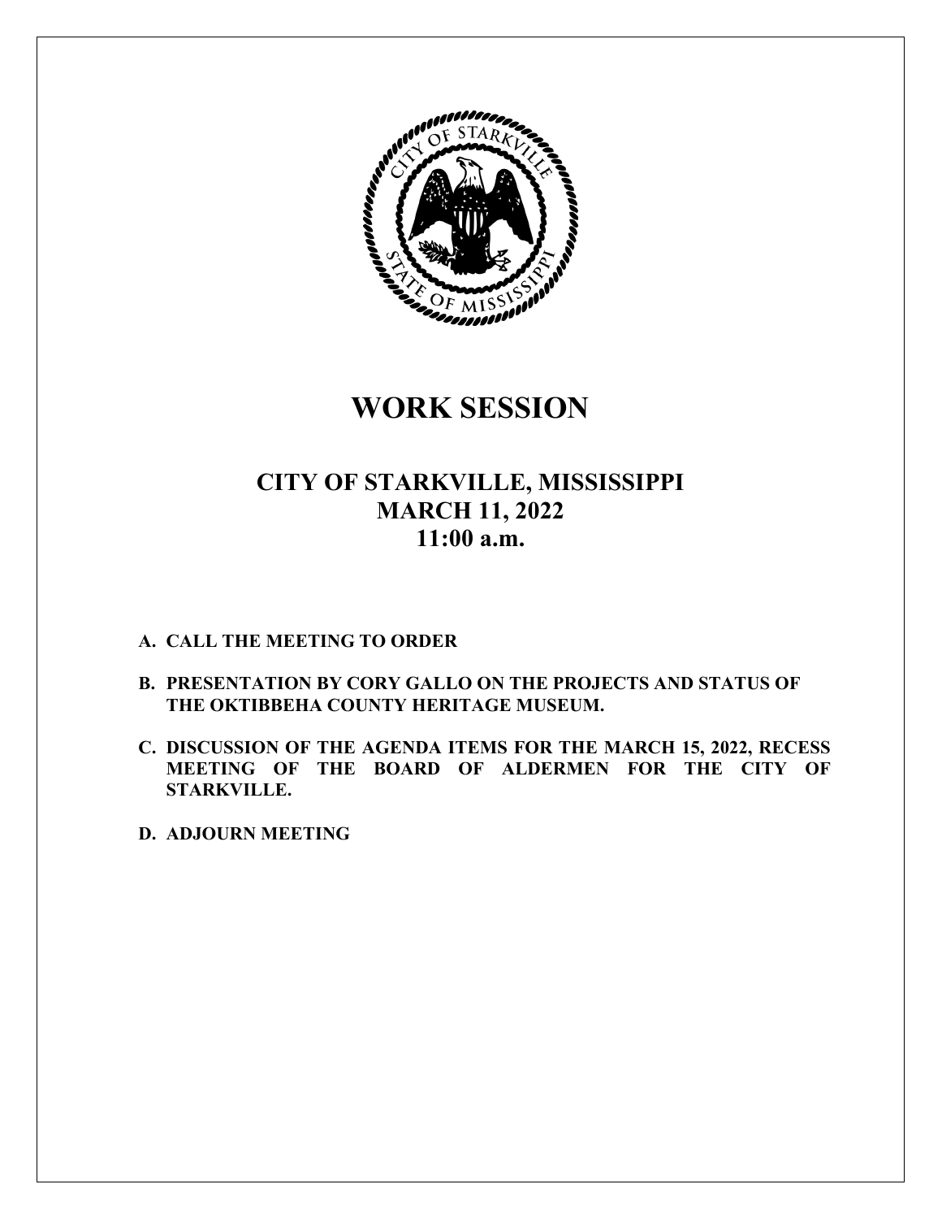# WORK SESSION

## CITY OF STARKVILLE, MISSISSIPPI
## MARCH 11, 2022
## 11:00 a.m.

**A. CALL THE MEETING TO ORDER**

**B. PRESENTATION BY CORY GALLO ON THE PROJECTS AND STATUS OF THE OKTIBBEHA COUNTY HERITAGE MUSEUM.**

**C. DISCUSSION OF THE AGENDA ITEMS FOR THE MARCH 15, 2022, RECESS MEETING OF THE BOARD OF ALDERMEN FOR THE CITY OF STARKVILLE.**

**D. ADJOURN MEETING**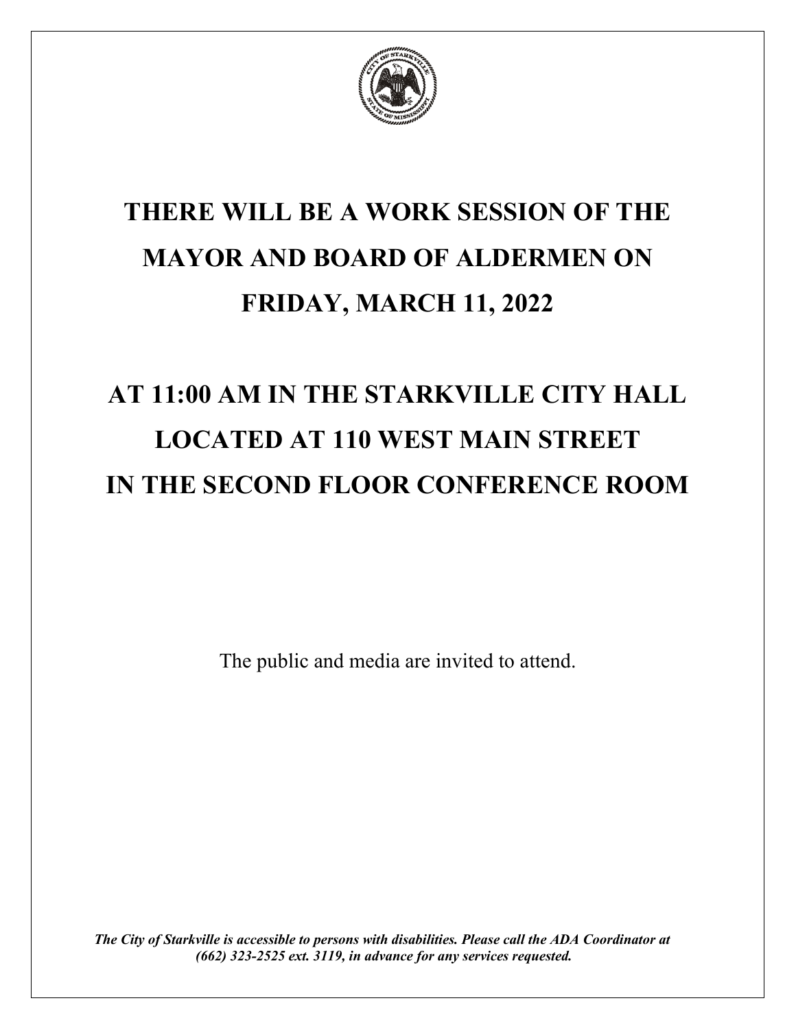# THERE WILL BE A WORK SESSION OF THE MAYOR AND BOARD OF ALDERMEN ON FRIDAY, MARCH 11, 2022

# AT 11:00 AM IN THE STARKVILLE CITY HALL LOCATED AT 110 WEST MAIN STREET IN THE SECOND FLOOR CONFERENCE ROOM

The public and media are invited to attend.

***The City of Starkville is accessible to persons with disabilities. Please call the ADA Coordinator at (662) 323-2525 ext. 3119, in advance for any services requested.***